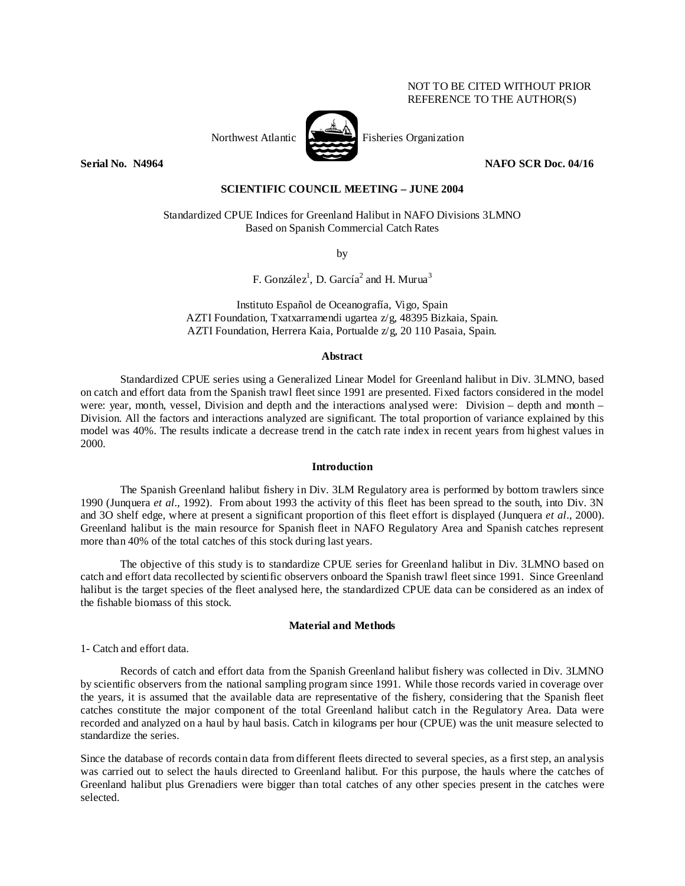NOT TO BE CITED WITHOUT PRIOR REFERENCE TO THE AUTHOR(S)

Northwest Atlantic Fisheries Organization

**Serial No. N4964** **NAFO SCR Doc. 04/16**

**SCIENTIFIC COUNCIL MEETING – JUNE 2004**

Standardized CPUE Indices for Greenland Halibut in NAFO Divisions 3LMNO Based on Spanish Commercial Catch Rates

by

F. González[1], D. García[2] and H. Murua[3]

Instituto Español de Oceanografía, Vigo, Spain
AZTI Foundation, Txatxarramendi ugartea z/g, 48395 Bizkaia, Spain.
AZTI Foundation, Herrera Kaia, Portualde z/g, 20 110 Pasaia, Spain.

## Abstract

Standardized CPUE series using a Generalized Linear Model for Greenland halibut in Div. 3LMNO, based on catch and effort data from the Spanish trawl fleet since 1991 are presented. Fixed factors considered in the model were: year, month, vessel, Division and depth and the interactions analysed were: Division – depth and month – Division. All the factors and interactions analyzed are significant. The total proportion of variance explained by this model was 40%. The results indicate a decrease trend in the catch rate index in recent years from highest values in 2000.

## Introduction

The Spanish Greenland halibut fishery in Div. 3LM Regulatory area is performed by bottom trawlers since 1990 (Junquera *et al*., 1992). From about 1993 the activity of this fleet has been spread to the south, into Div. 3N and 3O shelf edge, where at present a significant proportion of this fleet effort is displayed (Junquera *et al*., 2000). Greenland halibut is the main resource for Spanish fleet in NAFO Regulatory Area and Spanish catches represent more than 40% of the total catches of this stock during last years.

The objective of this study is to standardize CPUE series for Greenland halibut in Div. 3LMNO based on catch and effort data recollected by scientific observers onboard the Spanish trawl fleet since 1991. Since Greenland halibut is the target species of the fleet analysed here, the standardized CPUE data can be considered as an index of the fishable biomass of this stock.

## Material and Methods

1- Catch and effort data.

Records of catch and effort data from the Spanish Greenland halibut fishery was collected in Div. 3LMNO by scientific observers from the national sampling program since 1991. While those records varied in coverage over the years, it is assumed that the available data are representative of the fishery, considering that the Spanish fleet catches constitute the major component of the total Greenland halibut catch in the Regulatory Area. Data were recorded and analyzed on a haul by haul basis. Catch in kilograms per hour (CPUE) was the unit measure selected to standardize the series.

Since the database of records contain data from different fleets directed to several species, as a first step, an analysis was carried out to select the hauls directed to Greenland halibut. For this purpose, the hauls where the catches of Greenland halibut plus Grenadiers were bigger than total catches of any other species present in the catches were selected.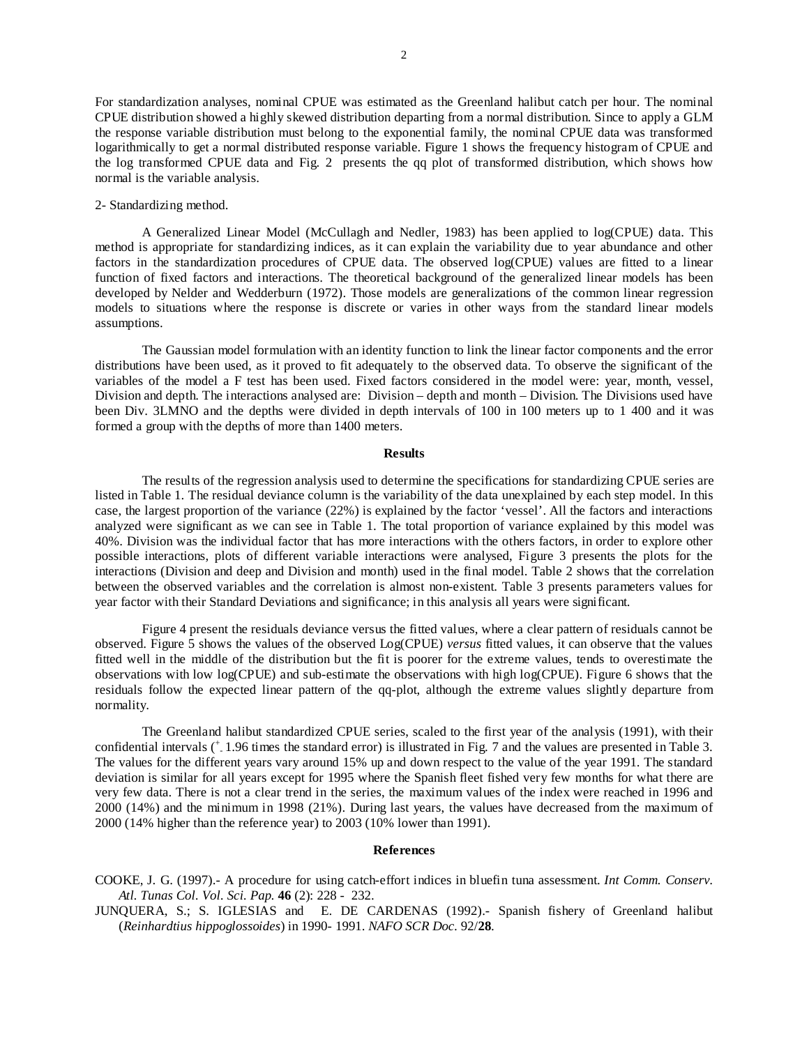For standardization analyses, nominal CPUE was estimated as the Greenland halibut catch per hour. The nominal CPUE distribution showed a highly skewed distribution departing from a normal distribution. Since to apply a GLM the response variable distribution must belong to the exponential family, the nominal CPUE data was transformed logarithmically to get a normal distributed response variable. Figure 1 shows the frequency histogram of CPUE and the log transformed CPUE data and Fig. 2 presents the qq plot of transformed distribution, which shows how normal is the variable analysis.

2- Standardizing method.

A Generalized Linear Model (McCullagh and Nedler, 1983) has been applied to log(CPUE) data. This method is appropriate for standardizing indices, as it can explain the variability due to year abundance and other factors in the standardization procedures of CPUE data. The observed log(CPUE) values are fitted to a linear function of fixed factors and interactions. The theoretical background of the generalized linear models has been developed by Nelder and Wedderburn (1972). Those models are generalizations of the common linear regression models to situations where the response is discrete or varies in other ways from the standard linear models assumptions.

The Gaussian model formulation with an identity function to link the linear factor components and the error distributions have been used, as it proved to fit adequately to the observed data. To observe the significant of the variables of the model a F test has been used. Fixed factors considered in the model were: year, month, vessel, Division and depth. The interactions analysed are: Division – depth and month – Division. The Divisions used have been Div. 3LMNO and the depths were divided in depth intervals of 100 in 100 meters up to 1 400 and it was formed a group with the depths of more than 1400 meters.

## Results

The results of the regression analysis used to determine the specifications for standardizing CPUE series are listed in Table 1. The residual deviance column is the variability of the data unexplained by each step model. In this case, the largest proportion of the variance (22%) is explained by the factor 'vessel'. All the factors and interactions analyzed were significant as we can see in Table 1. The total proportion of variance explained by this model was 40%. Division was the individual factor that has more interactions with the others factors, in order to explore other possible interactions, plots of different variable interactions were analysed, Figure 3 presents the plots for the interactions (Division and deep and Division and month) used in the final model. Table 2 shows that the correlation between the observed variables and the correlation is almost non-existent. Table 3 presents parameters values for year factor with their Standard Deviations and significance; in this analysis all years were significant.

Figure 4 present the residuals deviance versus the fitted values, where a clear pattern of residuals cannot be observed. Figure 5 shows the values of the observed Log(CPUE) *versus* fitted values, it can observe that the values fitted well in the middle of the distribution but the fit is poorer for the extreme values, tends to overestimate the observations with low log(CPUE) and sub-estimate the observations with high log(CPUE). Figure 6 shows that the residuals follow the expected linear pattern of the qq-plot, although the extreme values slightly departure from normality.

The Greenland halibut standardized CPUE series, scaled to the first year of the analysis (1991), with their confidential intervals ($^{+}_{-}$ 1.96 times the standard error) is illustrated in Fig. 7 and the values are presented in Table 3. The values for the different years vary around 15% up and down respect to the value of the year 1991. The standard deviation is similar for all years except for 1995 where the Spanish fleet fished very few months for what there are very few data. There is not a clear trend in the series, the maximum values of the index were reached in 1996 and 2000 (14%) and the minimum in 1998 (21%). During last years, the values have decreased from the maximum of 2000 (14% higher than the reference year) to 2003 (10% lower than 1991).

## References

COOKE, J. G. (1997).- A procedure for using catch-effort indices in bluefin tuna assessment. *Int Comm. Conserv. Atl. Tunas Col. Vol. Sci. Pap.* **46** (2): 228 - 232.

JUNQUERA, S.; S. IGLESIAS and E. DE CARDENAS (1992).- Spanish fishery of Greenland halibut (*Reinhardtius hippoglossoides*) in 1990- 1991. *NAFO SCR Doc*. 92/**28**.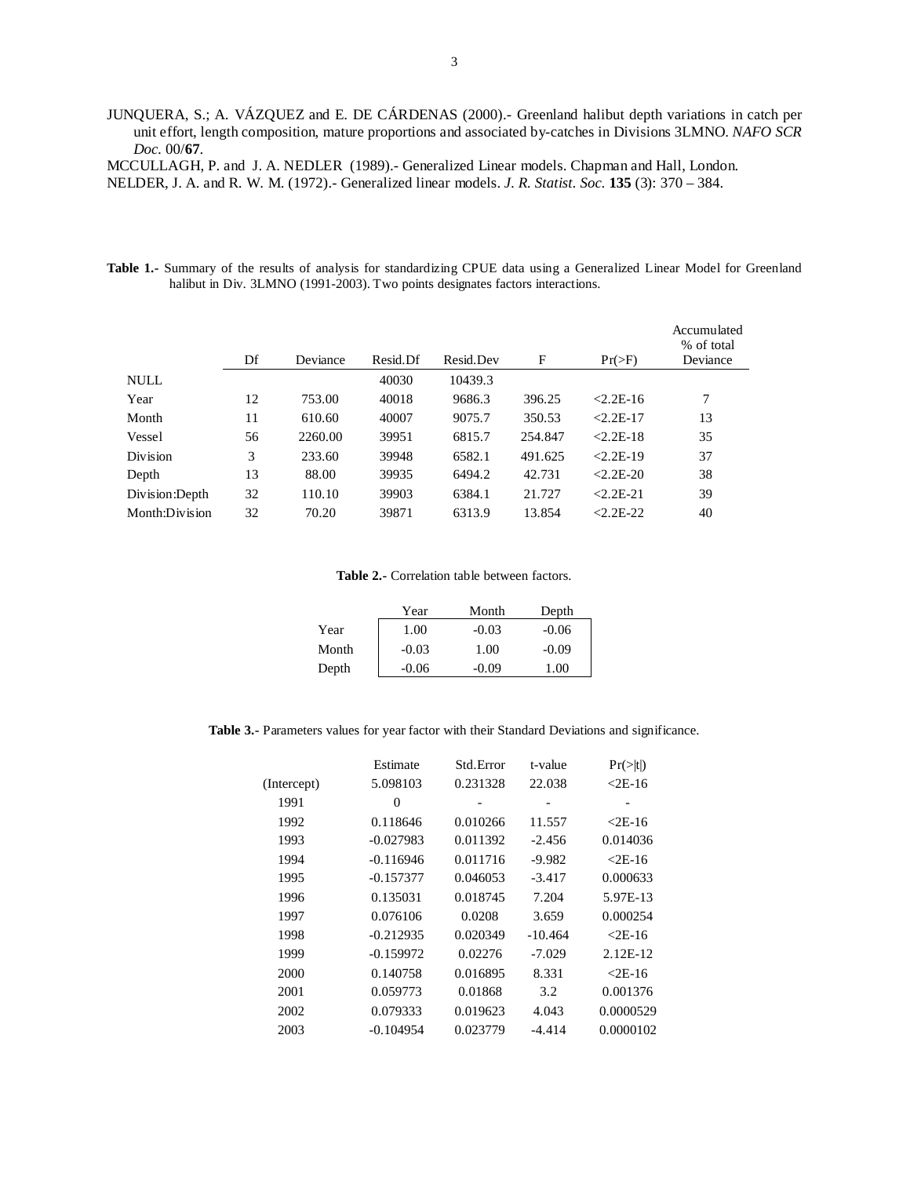JUNQUERA, S.; A. VÁZQUEZ and E. DE CÁRDENAS (2000).- Greenland halibut depth variations in catch per unit effort, length composition, mature proportions and associated by-catches in Divisions 3LMNO. *NAFO SCR Doc.* 00/**67**.

MCCULLAGH, P. and J. A. NEDLER (1989).- Generalized Linear models. Chapman and Hall, London.

NELDER, J. A. and R. W. M. (1972).- Generalized linear models. *J. R. Statist. Soc.* **135** (3): 370 – 384.

**Table 1.-** Summary of the results of analysis for standardizing CPUE data using a Generalized Linear Model for Greenland halibut in Div. 3LMNO (1991-2003). Two points designates factors interactions.

| | Df | Deviance | Resid.Df | Resid.Dev | F | Pr(>F) | Accumulated % of total Deviance |
|---|---|---|---|---|---|---|---|
| NULL | | | 40030 | 10439.3 | | | |
| Year | 12 | 753.00 | 40018 | 9686.3 | 396.25 | <2.2E-16 | 7 |
| Month | 11 | 610.60 | 40007 | 9075.7 | 350.53 | <2.2E-17 | 13 |
| Vessel | 56 | 2260.00 | 39951 | 6815.7 | 254.847 | <2.2E-18 | 35 |
| Division | 3 | 233.60 | 39948 | 6582.1 | 491.625 | <2.2E-19 | 37 |
| Depth | 13 | 88.00 | 39935 | 6494.2 | 42.731 | <2.2E-20 | 38 |
| Division:Depth | 32 | 110.10 | 39903 | 6384.1 | 21.727 | <2.2E-21 | 39 |
| Month:Division | 32 | 70.20 | 39871 | 6313.9 | 13.854 | <2.2E-22 | 40 |

**Table 2.-** Correlation table between factors.

| | Year | Month | Depth |
|---|---|---|---|
| Year | 1.00 | -0.03 | -0.06 |
| Month | -0.03 | 1.00 | -0.09 |
| Depth | -0.06 | -0.09 | 1.00 |

**Table 3.-** Parameters values for year factor with their Standard Deviations and significance.

| | Estimate | Std.Error | t-value | Pr(>\|t\|) |
|---|---|---|---|---|
| (Intercept) | 5.098103 | 0.231328 | 22.038 | <2E-16 |
| 1991 | 0 | - | - | - |
| 1992 | 0.118646 | 0.010266 | 11.557 | <2E-16 |
| 1993 | -0.027983 | 0.011392 | -2.456 | 0.014036 |
| 1994 | -0.116946 | 0.011716 | -9.982 | <2E-16 |
| 1995 | -0.157377 | 0.046053 | -3.417 | 0.000633 |
| 1996 | 0.135031 | 0.018745 | 7.204 | 5.97E-13 |
| 1997 | 0.076106 | 0.0208 | 3.659 | 0.000254 |
| 1998 | -0.212935 | 0.020349 | -10.464 | <2E-16 |
| 1999 | -0.159972 | 0.02276 | -7.029 | 2.12E-12 |
| 2000 | 0.140758 | 0.016895 | 8.331 | <2E-16 |
| 2001 | 0.059773 | 0.01868 | 3.2 | 0.001376 |
| 2002 | 0.079333 | 0.019623 | 4.043 | 0.0000529 |
| 2003 | -0.104954 | 0.023779 | -4.414 | 0.0000102 |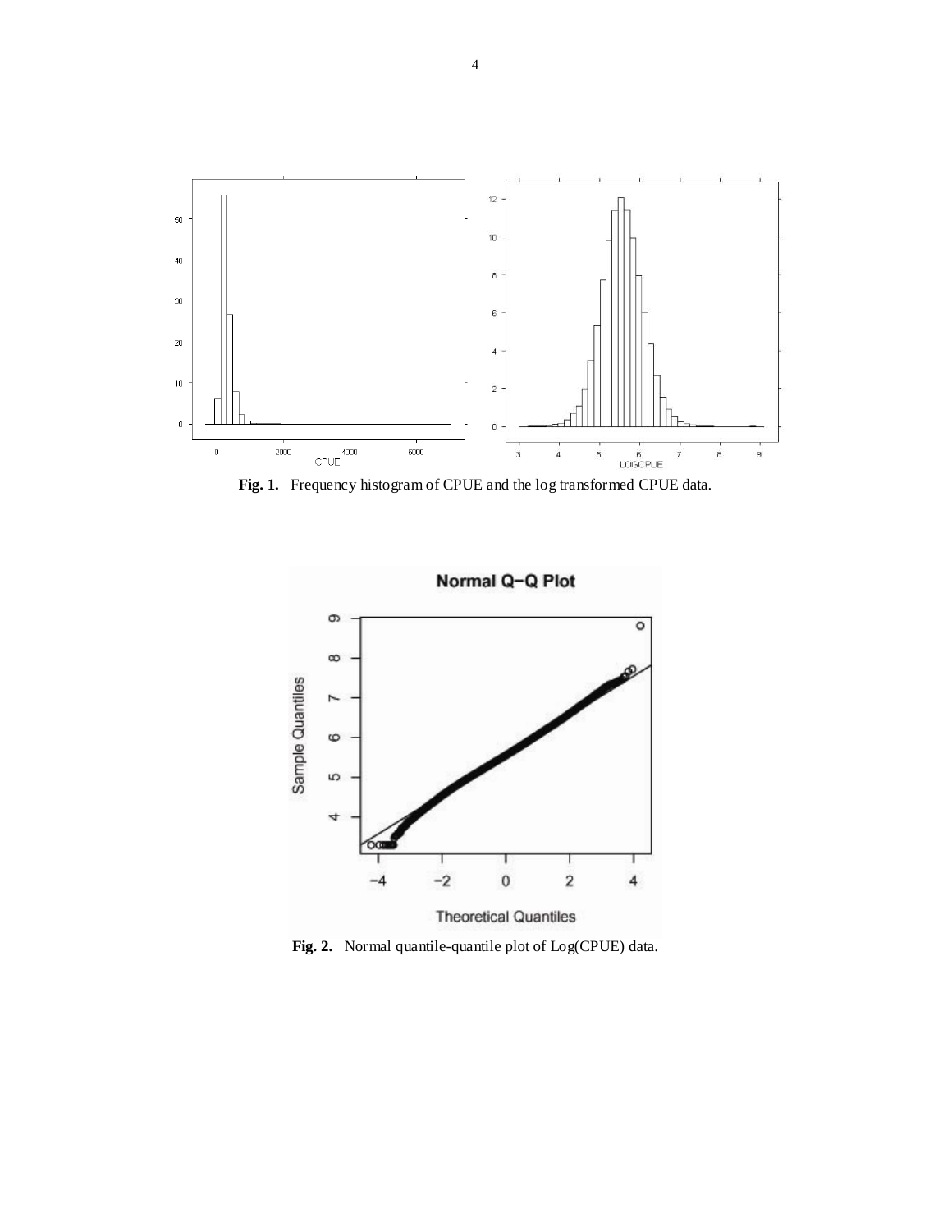**Fig. 1.** Frequency histogram of CPUE and the log transformed CPUE data.

**Fig. 2.** Normal quantile-quantile plot of Log(CPUE) data.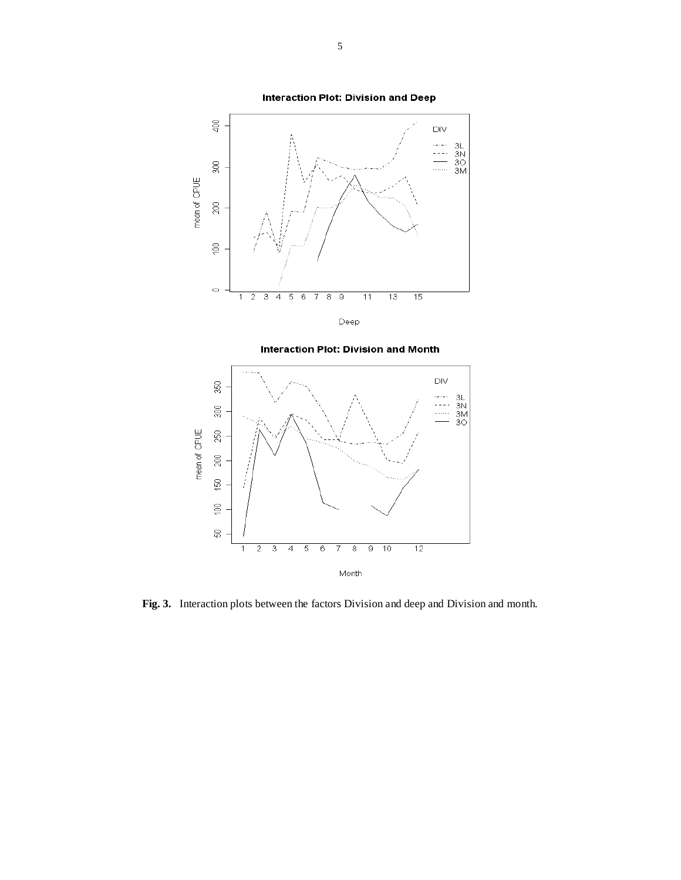**Fig. 3.** Interaction plots between the factors Division and deep and Division and month.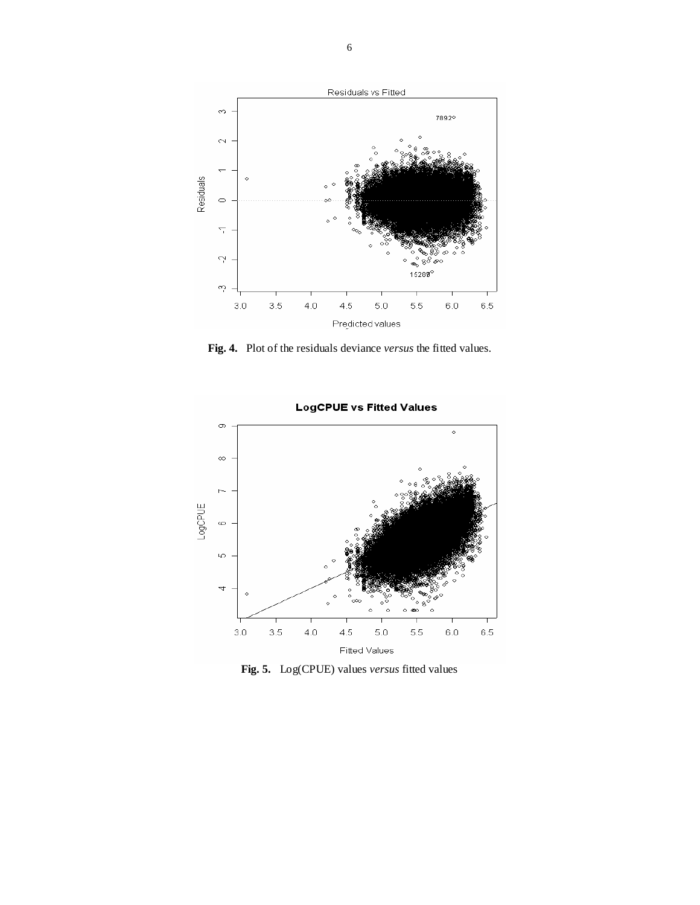**Fig. 4.** Plot of the residuals deviance *versus* the fitted values.

**Fig. 5.** Log(CPUE) values *versus* fitted values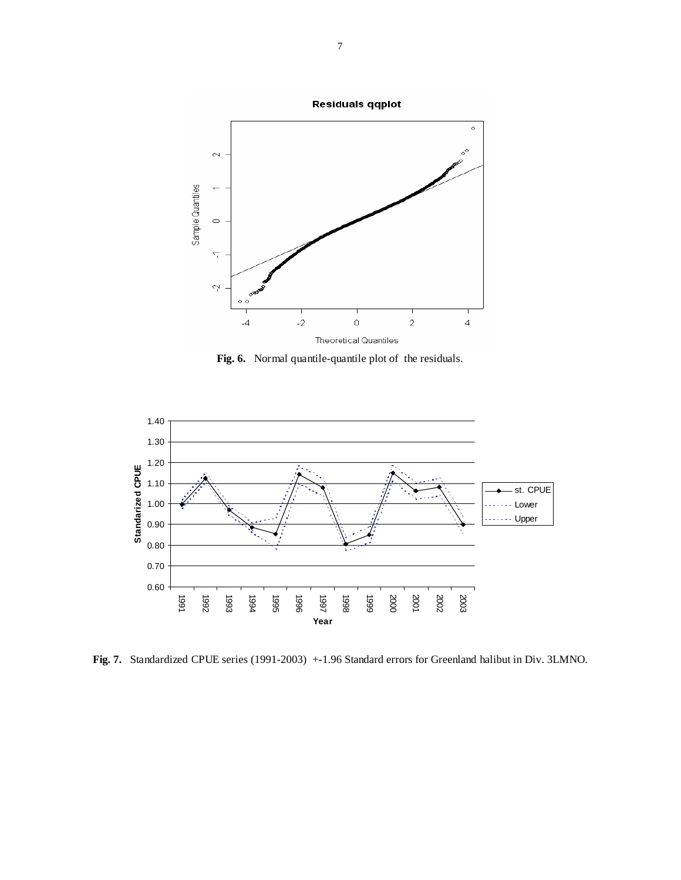Residuals qqplot

Sample Quantiles

Theoretical Quantiles

-4
-2
0
2
4

-2
-1
0
1
2

**Fig. 6.** Normal quantile-quantile plot of the residuals.

Standarized CPUE

1.40
1.30
1.20
1.10
1.00
0.90
0.80
0.70
0.60

1991
1992
1993
1994
1995
1996
1997
1998
1999
2000
2001
2002
2003

Year

st. CPUE
Lower
Upper

**Fig. 7.** Standardized CPUE series (1991-2003) +-1.96 Standard errors for Greenland halibut in Div. 3LMNO.